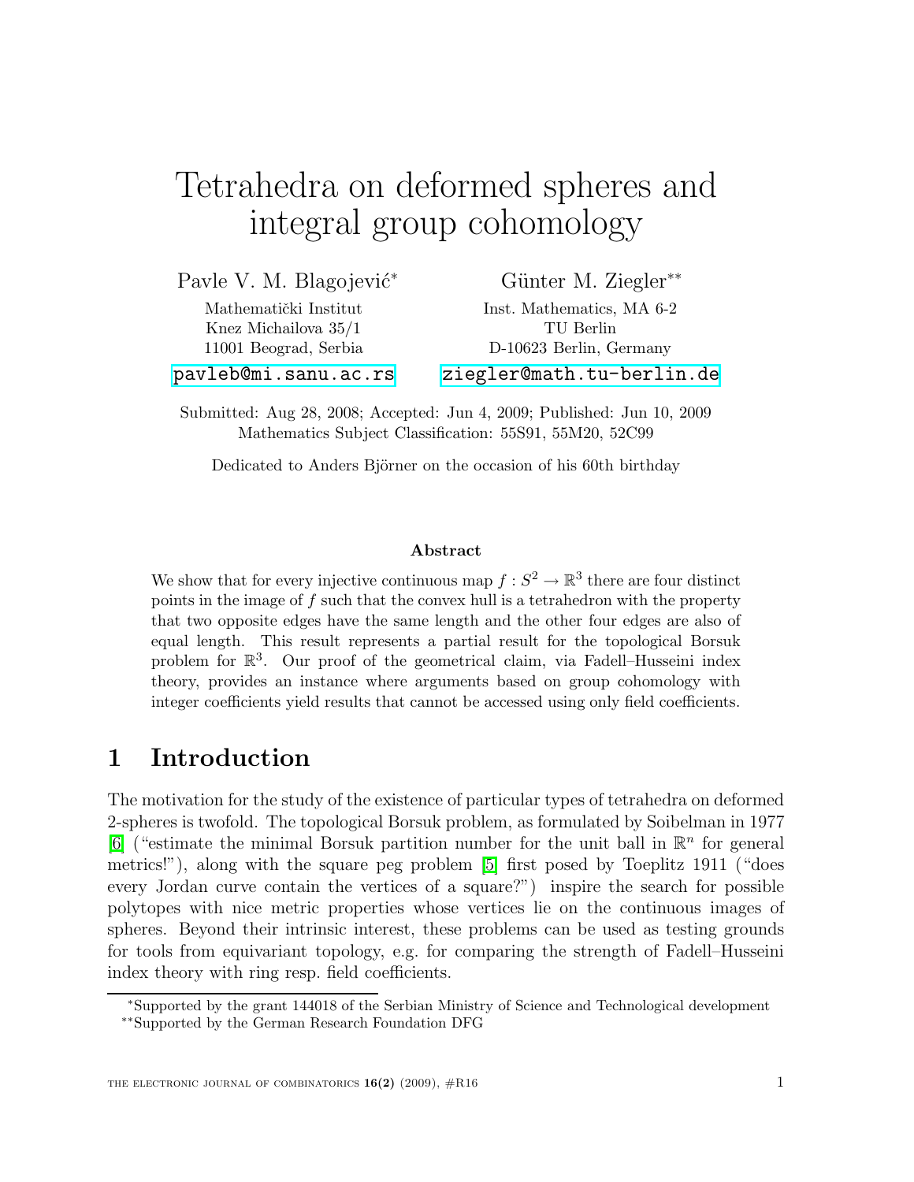# Tetrahedra on deformed spheres and integral group cohomology

Pavle V. M. Blagojević*

Mathematički Institut
Knez Michailova 35/1
11001 Beograd, Serbia

pavleb@mi.sanu.ac.rs

Günter M. Ziegler**

Inst. Mathematics, MA 6-2
TU Berlin
D-10623 Berlin, Germany

ziegler@math.tu-berlin.de

Submitted: Aug 28, 2008; Accepted: Jun 4, 2009; Published: Jun 10, 2009
Mathematics Subject Classification: 55S91, 55M20, 52C99

Dedicated to Anders Björner on the occasion of his 60th birthday

### Abstract

We show that for every injective continuous map $f : S^2 \to \mathbb{R}^3$ there are four distinct points in the image of $f$ such that the convex hull is a tetrahedron with the property that two opposite edges have the same length and the other four edges are also of equal length. This result represents a partial result for the topological Borsuk problem for $\mathbb{R}^3$. Our proof of the geometrical claim, via Fadell–Husseini index theory, provides an instance where arguments based on group cohomology with integer coefficients yield results that cannot be accessed using only field coefficients.

## 1 Introduction

The motivation for the study of the existence of particular types of tetrahedra on deformed 2-spheres is twofold. The topological Borsuk problem, as formulated by Soibelman in 1977 [6] ("estimate the minimal Borsuk partition number for the unit ball in $\mathbb{R}^n$ for general metrics!"), along with the square peg problem [5] first posed by Toeplitz 1911 ("does every Jordan curve contain the vertices of a square?") inspire the search for possible polytopes with nice metric properties whose vertices lie on the continuous images of spheres. Beyond their intrinsic interest, these problems can be used as testing grounds for tools from equivariant topology, e.g. for comparing the strength of Fadell–Husseini index theory with ring resp. field coefficients.

*Supported by the grant 144018 of the Serbian Ministry of Science and Technological development

**Supported by the German Research Foundation DFG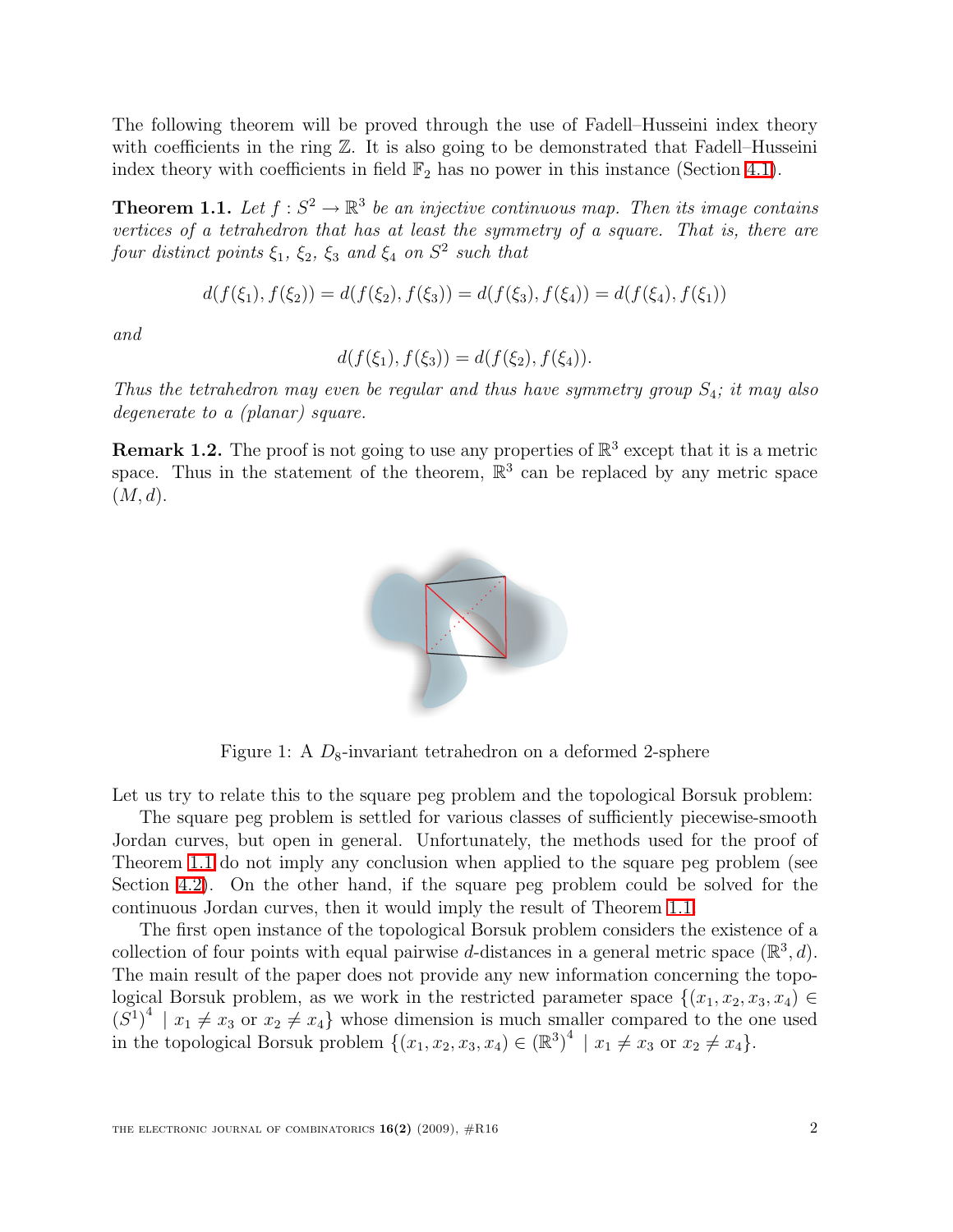The following theorem will be proved through the use of Fadell–Husseini index theory with coefficients in the ring $\mathbb{Z}$. It is also going to be demonstrated that Fadell–Husseini index theory with coefficients in field $\mathbb{F}_2$ has no power in this instance (Section 4.1).

**Theorem 1.1.** *Let $f : S^2 \to \mathbb{R}^3$ be an injective continuous map. Then its image contains vertices of a tetrahedron that has at least the symmetry of a square. That is, there are four distinct points $\xi_1$, $\xi_2$, $\xi_3$ and $\xi_4$ on $S^2$ such that*

$$d(f(\xi_1), f(\xi_2)) = d(f(\xi_2), f(\xi_3)) = d(f(\xi_3), f(\xi_4)) = d(f(\xi_4), f(\xi_1))$$

*and*

$$d(f(\xi_1), f(\xi_3)) = d(f(\xi_2), f(\xi_4)).$$

*Thus the tetrahedron may even be regular and thus have symmetry group $S_4$; it may also degenerate to a (planar) square.*

**Remark 1.2.** The proof is not going to use any properties of $\mathbb{R}^3$ except that it is a metric space. Thus in the statement of the theorem, $\mathbb{R}^3$ can be replaced by any metric space $(M, d)$.

Figure 1: A $D_8$-invariant tetrahedron on a deformed 2-sphere

Let us try to relate this to the square peg problem and the topological Borsuk problem:

The square peg problem is settled for various classes of sufficiently piecewise-smooth Jordan curves, but open in general. Unfortunately, the methods used for the proof of Theorem 1.1 do not imply any conclusion when applied to the square peg problem (see Section 4.2). On the other hand, if the square peg problem could be solved for the continuous Jordan curves, then it would imply the result of Theorem 1.1.

The first open instance of the topological Borsuk problem considers the existence of a collection of four points with equal pairwise $d$-distances in a general metric space $(\mathbb{R}^3, d)$. The main result of the paper does not provide any new information concerning the topological Borsuk problem, as we work in the restricted parameter space $\{(x_1, x_2, x_3, x_4) \in (S^1)^4 \mid x_1 \neq x_3 \text{ or } x_2 \neq x_4\}$ whose dimension is much smaller compared to the one used in the topological Borsuk problem $\{(x_1, x_2, x_3, x_4) \in (\mathbb{R}^3)^4 \mid x_1 \neq x_3 \text{ or } x_2 \neq x_4\}$.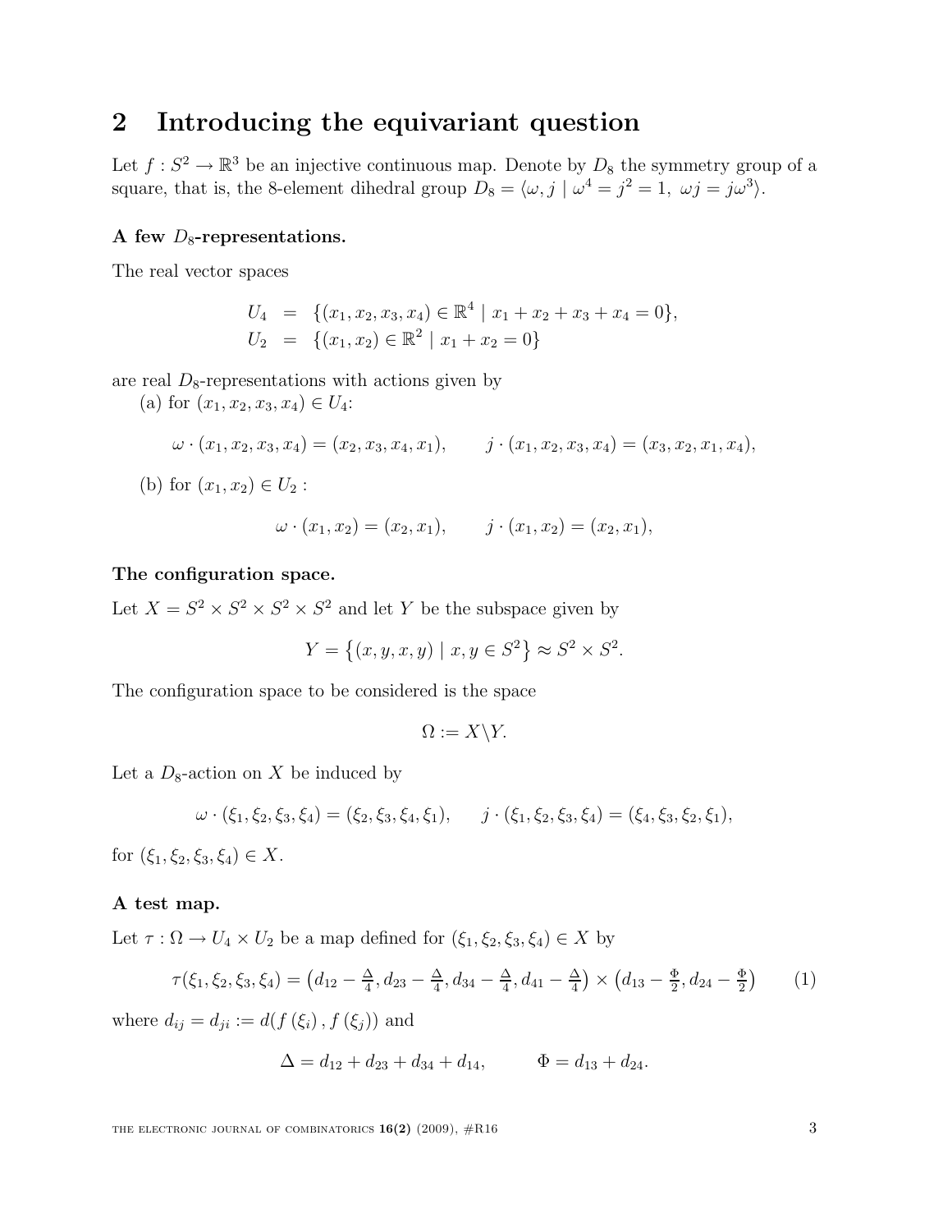## 2 Introducing the equivariant question

Let $f : S^2 \to \mathbb{R}^3$ be an injective continuous map. Denote by $D_8$ the symmetry group of a square, that is, the 8-element dihedral group $D_8 = \langle \omega, j \mid \omega^4 = j^2 = 1,\ \omega j = j\omega^3 \rangle$.

**A few $D_8$-representations.**

The real vector spaces

$$
\begin{aligned}
U_4 &= \{(x_1, x_2, x_3, x_4) \in \mathbb{R}^4 \mid x_1 + x_2 + x_3 + x_4 = 0\}, \\
U_2 &= \{(x_1, x_2) \in \mathbb{R}^2 \mid x_1 + x_2 = 0\}
\end{aligned}
$$

are real $D_8$-representations with actions given by

(a) for $(x_1, x_2, x_3, x_4) \in U_4$:

$$
\omega \cdot (x_1, x_2, x_3, x_4) = (x_2, x_3, x_4, x_1), \qquad j \cdot (x_1, x_2, x_3, x_4) = (x_3, x_2, x_1, x_4),
$$

(b) for $(x_1, x_2) \in U_2$ :

$$
\omega \cdot (x_1, x_2) = (x_2, x_1), \qquad j \cdot (x_1, x_2) = (x_2, x_1),
$$

**The configuration space.**

Let $X = S^2 \times S^2 \times S^2 \times S^2$ and let $Y$ be the subspace given by

$$
Y = \{(x, y, x, y) \mid x, y \in S^2\} \approx S^2 \times S^2.
$$

The configuration space to be considered is the space

$$
\Omega := X \backslash Y.
$$

Let a $D_8$-action on $X$ be induced by

$$
\omega \cdot (\xi_1, \xi_2, \xi_3, \xi_4) = (\xi_2, \xi_3, \xi_4, \xi_1), \qquad j \cdot (\xi_1, \xi_2, \xi_3, \xi_4) = (\xi_4, \xi_3, \xi_2, \xi_1),
$$

for $(\xi_1, \xi_2, \xi_3, \xi_4) \in X$.

**A test map.**

Let $\tau : \Omega \to U_4 \times U_2$ be a map defined for $(\xi_1, \xi_2, \xi_3, \xi_4) \in X$ by

$$
\tau(\xi_1, \xi_2, \xi_3, \xi_4) = \left(d_{12} - \tfrac{\Delta}{4}, d_{23} - \tfrac{\Delta}{4}, d_{34} - \tfrac{\Delta}{4}, d_{41} - \tfrac{\Delta}{4}\right) \times \left(d_{13} - \tfrac{\Phi}{2}, d_{24} - \tfrac{\Phi}{2}\right) \qquad (1)
$$

where $d_{ij} = d_{ji} := d(f(\xi_i), f(\xi_j))$ and

$$
\Delta = d_{12} + d_{23} + d_{34} + d_{14}, \qquad \Phi = d_{13} + d_{24}.
$$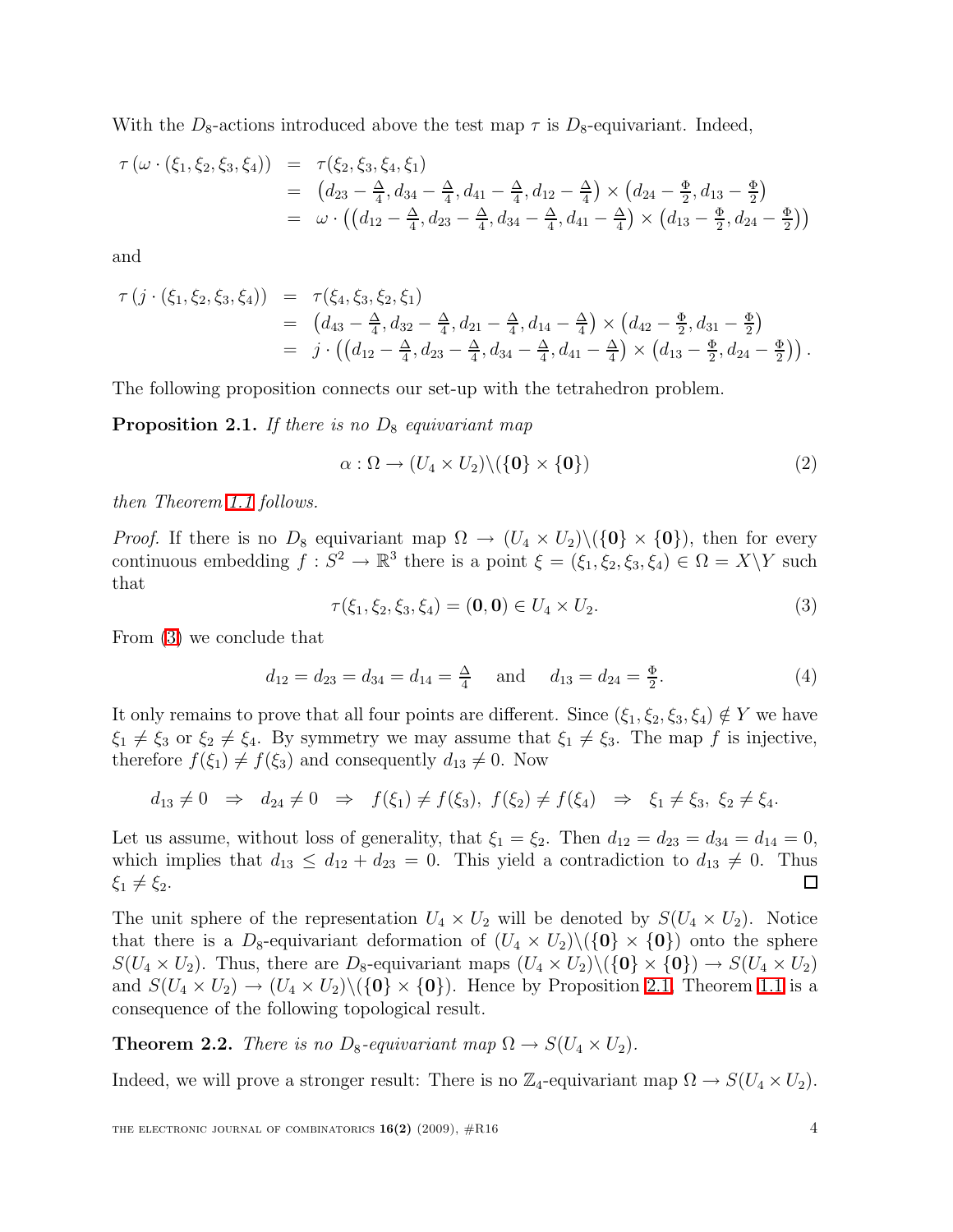With the $D_8$-actions introduced above the test map $\tau$ is $D_8$-equivariant. Indeed,

$$
\begin{aligned}
\tau\left(\omega \cdot (\xi_1,\xi_2,\xi_3,\xi_4)\right) &= \tau(\xi_2,\xi_3,\xi_4,\xi_1) \\
&= \left(d_{23}-\tfrac{\Delta}{4}, d_{34}-\tfrac{\Delta}{4}, d_{41}-\tfrac{\Delta}{4}, d_{12}-\tfrac{\Delta}{4}\right) \times \left(d_{24}-\tfrac{\Phi}{2}, d_{13}-\tfrac{\Phi}{2}\right) \\
&= \omega \cdot \left(\left(d_{12}-\tfrac{\Delta}{4}, d_{23}-\tfrac{\Delta}{4}, d_{34}-\tfrac{\Delta}{4}, d_{41}-\tfrac{\Delta}{4}\right) \times \left(d_{13}-\tfrac{\Phi}{2}, d_{24}-\tfrac{\Phi}{2}\right)\right)
\end{aligned}
$$

and

$$
\begin{aligned}
\tau\left(j \cdot (\xi_1,\xi_2,\xi_3,\xi_4)\right) &= \tau(\xi_4,\xi_3,\xi_2,\xi_1) \\
&= \left(d_{43}-\tfrac{\Delta}{4}, d_{32}-\tfrac{\Delta}{4}, d_{21}-\tfrac{\Delta}{4}, d_{14}-\tfrac{\Delta}{4}\right) \times \left(d_{42}-\tfrac{\Phi}{2}, d_{31}-\tfrac{\Phi}{2}\right) \\
&= j \cdot \left(\left(d_{12}-\tfrac{\Delta}{4}, d_{23}-\tfrac{\Delta}{4}, d_{34}-\tfrac{\Delta}{4}, d_{41}-\tfrac{\Delta}{4}\right) \times \left(d_{13}-\tfrac{\Phi}{2}, d_{24}-\tfrac{\Phi}{2}\right)\right).
\end{aligned}
$$

The following proposition connects our set-up with the tetrahedron problem.

**Proposition 2.1.** *If there is no $D_8$ equivariant map*

$$\alpha : \Omega \to (U_4 \times U_2)\backslash(\{\mathbf{0}\} \times \{\mathbf{0}\}) \tag{2}$$

*then Theorem 1.1 follows.*

*Proof.* If there is no $D_8$ equivariant map $\Omega \to (U_4 \times U_2)\backslash(\{\mathbf{0}\} \times \{\mathbf{0}\})$, then for every continuous embedding $f : S^2 \to \mathbb{R}^3$ there is a point $\xi = (\xi_1,\xi_2,\xi_3,\xi_4) \in \Omega = X\backslash Y$ such that

$$\tau(\xi_1,\xi_2,\xi_3,\xi_4) = (\mathbf{0},\mathbf{0}) \in U_4 \times U_2. \tag{3}$$

From (3) we conclude that

$$d_{12} = d_{23} = d_{34} = d_{14} = \tfrac{\Delta}{4} \quad \text{ and } \quad d_{13} = d_{24} = \tfrac{\Phi}{2}. \tag{4}$$

It only remains to prove that all four points are different. Since $(\xi_1,\xi_2,\xi_3,\xi_4) \notin Y$ we have $\xi_1 \neq \xi_3$ or $\xi_2 \neq \xi_4$. By symmetry we may assume that $\xi_1 \neq \xi_3$. The map $f$ is injective, therefore $f(\xi_1) \neq f(\xi_3)$ and consequently $d_{13} \neq 0$. Now

$$d_{13} \neq 0 \ \Rightarrow\ d_{24} \neq 0 \ \Rightarrow\ f(\xi_1) \neq f(\xi_3),\ f(\xi_2) \neq f(\xi_4) \ \Rightarrow\ \xi_1 \neq \xi_3,\ \xi_2 \neq \xi_4.$$

Let us assume, without loss of generality, that $\xi_1 = \xi_2$. Then $d_{12} = d_{23} = d_{34} = d_{14} = 0$, which implies that $d_{13} \leq d_{12} + d_{23} = 0$. This yield a contradiction to $d_{13} \neq 0$. Thus $\xi_1 \neq \xi_2$. ☐

The unit sphere of the representation $U_4 \times U_2$ will be denoted by $S(U_4 \times U_2)$. Notice that there is a $D_8$-equivariant deformation of $(U_4 \times U_2)\backslash(\{\mathbf{0}\} \times \{\mathbf{0}\})$ onto the sphere $S(U_4 \times U_2)$. Thus, there are $D_8$-equivariant maps $(U_4 \times U_2)\backslash(\{\mathbf{0}\} \times \{\mathbf{0}\}) \to S(U_4 \times U_2)$ and $S(U_4 \times U_2) \to (U_4 \times U_2)\backslash(\{\mathbf{0}\} \times \{\mathbf{0}\})$. Hence by Proposition 2.1, Theorem 1.1 is a consequence of the following topological result.

**Theorem 2.2.** *There is no $D_8$-equivariant map $\Omega \to S(U_4 \times U_2)$.*

Indeed, we will prove a stronger result: There is no $\mathbb{Z}_4$-equivariant map $\Omega \to S(U_4 \times U_2)$.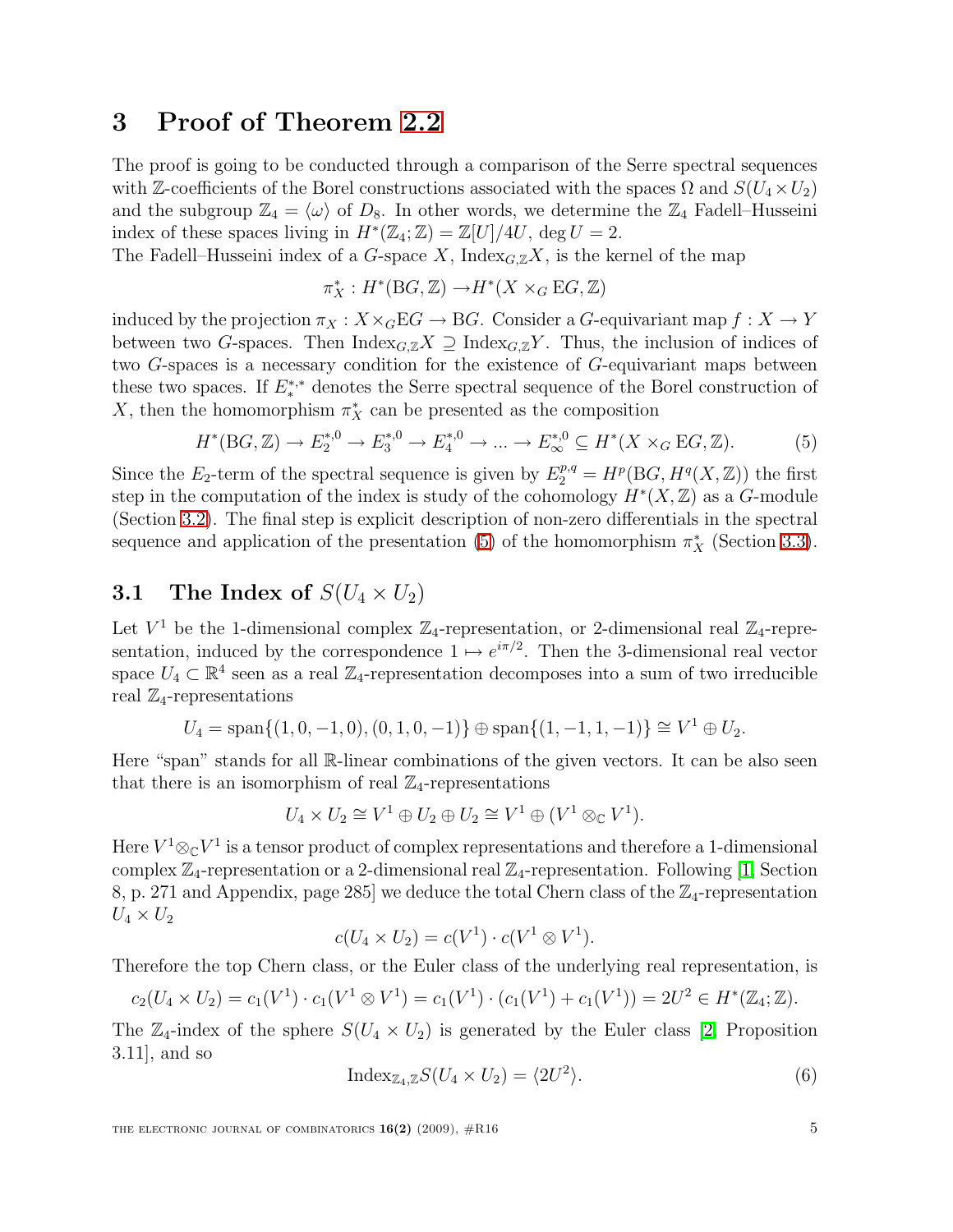# 3 Proof of Theorem 2.2

The proof is going to be conducted through a comparison of the Serre spectral sequences with $\mathbb{Z}$-coefficients of the Borel constructions associated with the spaces $\Omega$ and $S(U_4 \times U_2)$ and the subgroup $\mathbb{Z}_4 = \langle \omega \rangle$ of $D_8$. In other words, we determine the $\mathbb{Z}_4$ Fadell–Husseini index of these spaces living in $H^*(\mathbb{Z}_4;\mathbb{Z}) = \mathbb{Z}[U]/4U$, $\deg U = 2$.

The Fadell–Husseini index of a $G$-space $X$, $\mathrm{Index}_{G,\mathbb{Z}}X$, is the kernel of the map

$$\pi_X^* : H^*(\mathrm{B}G,\mathbb{Z}) \to H^*(X \times_G \mathrm{E}G, \mathbb{Z})$$

induced by the projection $\pi_X : X \times_G \mathrm{E}G \to \mathrm{B}G$. Consider a $G$-equivariant map $f : X \to Y$ between two $G$-spaces. Then $\mathrm{Index}_{G,\mathbb{Z}}X \supseteq \mathrm{Index}_{G,\mathbb{Z}}Y$. Thus, the inclusion of indices of two $G$-spaces is a necessary condition for the existence of $G$-equivariant maps between these two spaces. If $E_*^{*,*}$ denotes the Serre spectral sequence of the Borel construction of $X$, then the homomorphism $\pi_X^*$ can be presented as the composition

$$H^*(\mathrm{B}G,\mathbb{Z}) \to E_2^{*,0} \to E_3^{*,0} \to E_4^{*,0} \to \ldots \to E_\infty^{*,0} \subseteq H^*(X \times_G \mathrm{E}G, \mathbb{Z}). \tag{5}$$

Since the $E_2$-term of the spectral sequence is given by $E_2^{p,q} = H^p(\mathrm{B}G, H^q(X,\mathbb{Z}))$ the first step in the computation of the index is study of the cohomology $H^*(X,\mathbb{Z})$ as a $G$-module (Section 3.2). The final step is explicit description of non-zero differentials in the spectral sequence and application of the presentation (5) of the homomorphism $\pi_X^*$ (Section 3.3).

## 3.1 The Index of $S(U_4 \times U_2)$

Let $V^1$ be the 1-dimensional complex $\mathbb{Z}_4$-representation, or 2-dimensional real $\mathbb{Z}_4$-representation, induced by the correspondence $1 \mapsto e^{i\pi/2}$. Then the 3-dimensional real vector space $U_4 \subset \mathbb{R}^4$ seen as a real $\mathbb{Z}_4$-representation decomposes into a sum of two irreducible real $\mathbb{Z}_4$-representations

$$U_4 = \mathrm{span}\{(1,0,-1,0),(0,1,0,-1)\} \oplus \mathrm{span}\{(1,-1,1,-1)\} \cong V^1 \oplus U_2.$$

Here "span" stands for all $\mathbb{R}$-linear combinations of the given vectors. It can be also seen that there is an isomorphism of real $\mathbb{Z}_4$-representations

$$U_4 \times U_2 \cong V^1 \oplus U_2 \oplus U_2 \cong V^1 \oplus (V^1 \otimes_{\mathbb{C}} V^1).$$

Here $V^1 \otimes_{\mathbb{C}} V^1$ is a tensor product of complex representations and therefore a 1-dimensional complex $\mathbb{Z}_4$-representation or a 2-dimensional real $\mathbb{Z}_4$-representation. Following [1, Section 8, p. 271 and Appendix, page 285] we deduce the total Chern class of the $\mathbb{Z}_4$-representation $U_4 \times U_2$

$$c(U_4 \times U_2) = c(V^1) \cdot c(V^1 \otimes V^1).$$

Therefore the top Chern class, or the Euler class of the underlying real representation, is

$$c_2(U_4 \times U_2) = c_1(V^1) \cdot c_1(V^1 \otimes V^1) = c_1(V^1) \cdot (c_1(V^1) + c_1(V^1)) = 2U^2 \in H^*(\mathbb{Z}_4;\mathbb{Z}).$$

The $\mathbb{Z}_4$-index of the sphere $S(U_4 \times U_2)$ is generated by the Euler class [2, Proposition 3.11], and so

$$\mathrm{Index}_{\mathbb{Z}_4,\mathbb{Z}} S(U_4 \times U_2) = \langle 2U^2 \rangle. \tag{6}$$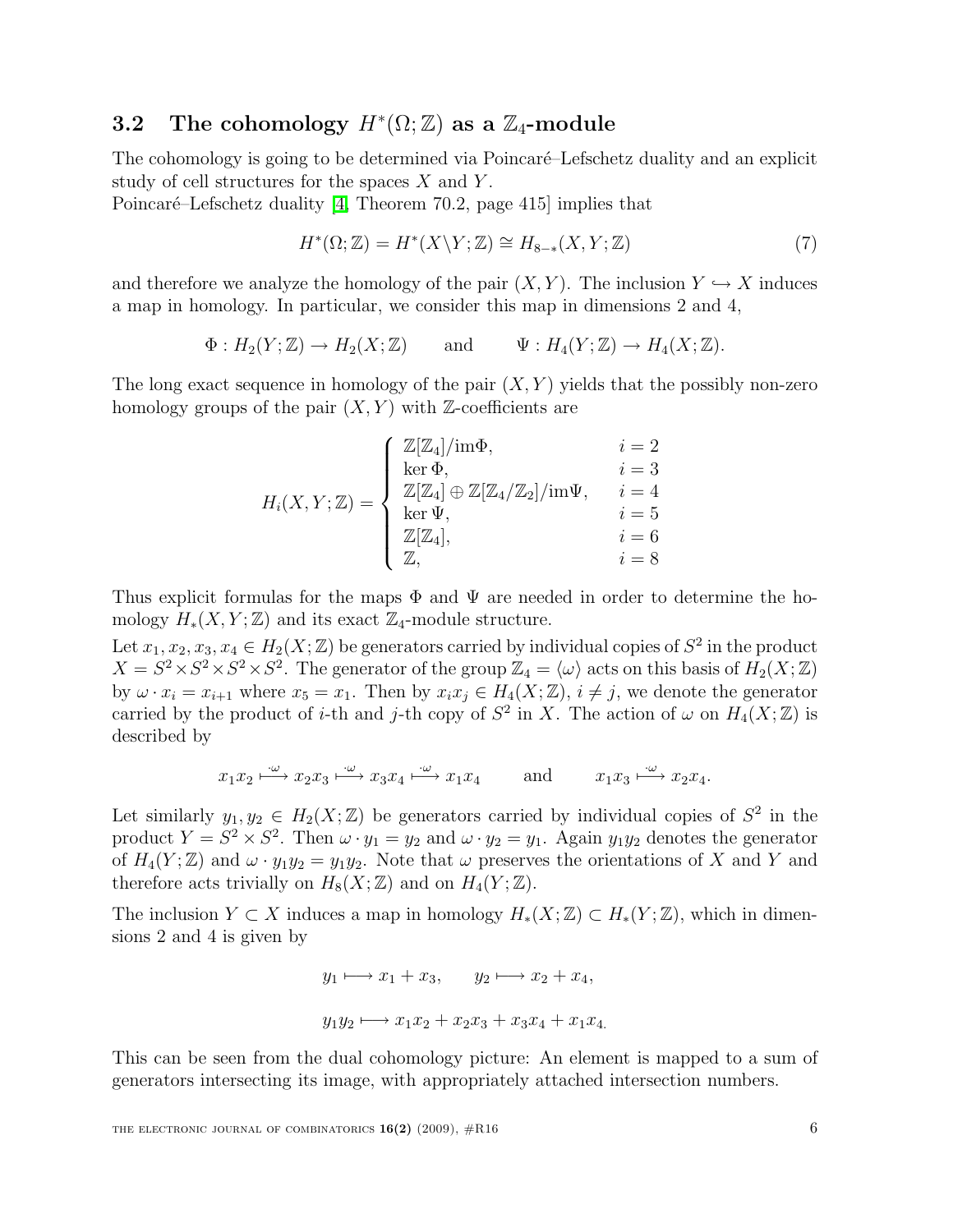### 3.2 The cohomology $H^*(\Omega;\mathbb{Z})$ as a $\mathbb{Z}_4$-module

The cohomology is going to be determined via Poincaré–Lefschetz duality and an explicit study of cell structures for the spaces $X$ and $Y$.
Poincaré–Lefschetz duality [4, Theorem 70.2, page 415] implies that

$$H^*(\Omega;\mathbb{Z}) = H^*(X\backslash Y;\mathbb{Z}) \cong H_{8-*}(X,Y;\mathbb{Z}) \tag{7}$$

and therefore we analyze the homology of the pair $(X,Y)$. The inclusion $Y \hookrightarrow X$ induces a map in homology. In particular, we consider this map in dimensions 2 and 4,

$$\Phi : H_2(Y;\mathbb{Z}) \to H_2(X;\mathbb{Z}) \qquad \text{and} \qquad \Psi : H_4(Y;\mathbb{Z}) \to H_4(X;\mathbb{Z}).$$

The long exact sequence in homology of the pair $(X,Y)$ yields that the possibly non-zero homology groups of the pair $(X,Y)$ with $\mathbb{Z}$-coefficients are

$$H_i(X,Y;\mathbb{Z}) = \begin{cases} \mathbb{Z}[\mathbb{Z}_4]/\mathrm{im}\Phi, & i=2 \\ \ker\Phi, & i=3 \\ \mathbb{Z}[\mathbb{Z}_4]\oplus\mathbb{Z}[\mathbb{Z}_4/\mathbb{Z}_2]/\mathrm{im}\Psi, & i=4 \\ \ker\Psi, & i=5 \\ \mathbb{Z}[\mathbb{Z}_4], & i=6 \\ \mathbb{Z}, & i=8 \end{cases}$$

Thus explicit formulas for the maps $\Phi$ and $\Psi$ are needed in order to determine the homology $H_*(X,Y;\mathbb{Z})$ and its exact $\mathbb{Z}_4$-module structure.

Let $x_1,x_2,x_3,x_4 \in H_2(X;\mathbb{Z})$ be generators carried by individual copies of $S^2$ in the product $X = S^2\times S^2\times S^2\times S^2$. The generator of the group $\mathbb{Z}_4 = \langle\omega\rangle$ acts on this basis of $H_2(X;\mathbb{Z})$ by $\omega\cdot x_i = x_{i+1}$ where $x_5 = x_1$. Then by $x_ix_j \in H_4(X;\mathbb{Z})$, $i\neq j$, we denote the generator carried by the product of $i$-th and $j$-th copy of $S^2$ in $X$. The action of $\omega$ on $H_4(X;\mathbb{Z})$ is described by

$$x_1x_2 \overset{\cdot\omega}{\longmapsto} x_2x_3 \overset{\cdot\omega}{\longmapsto} x_3x_4 \overset{\cdot\omega}{\longmapsto} x_1x_4 \qquad \text{and} \qquad x_1x_3 \overset{\cdot\omega}{\longmapsto} x_2x_4.$$

Let similarly $y_1,y_2 \in H_2(X;\mathbb{Z})$ be generators carried by individual copies of $S^2$ in the product $Y = S^2\times S^2$. Then $\omega\cdot y_1 = y_2$ and $\omega\cdot y_2 = y_1$. Again $y_1y_2$ denotes the generator of $H_4(Y;\mathbb{Z})$ and $\omega\cdot y_1y_2 = y_1y_2$. Note that $\omega$ preserves the orientations of $X$ and $Y$ and therefore acts trivially on $H_8(X;\mathbb{Z})$ and on $H_4(Y;\mathbb{Z})$.

The inclusion $Y\subset X$ induces a map in homology $H_*(X;\mathbb{Z})\subset H_*(Y;\mathbb{Z})$, which in dimensions 2 and 4 is given by

$$y_1 \longmapsto x_1+x_3, \qquad y_2 \longmapsto x_2+x_4,$$

$$y_1y_2 \longmapsto x_1x_2+x_2x_3+x_3x_4+x_1x_4.$$

This can be seen from the dual cohomology picture: An element is mapped to a sum of generators intersecting its image, with appropriately attached intersection numbers.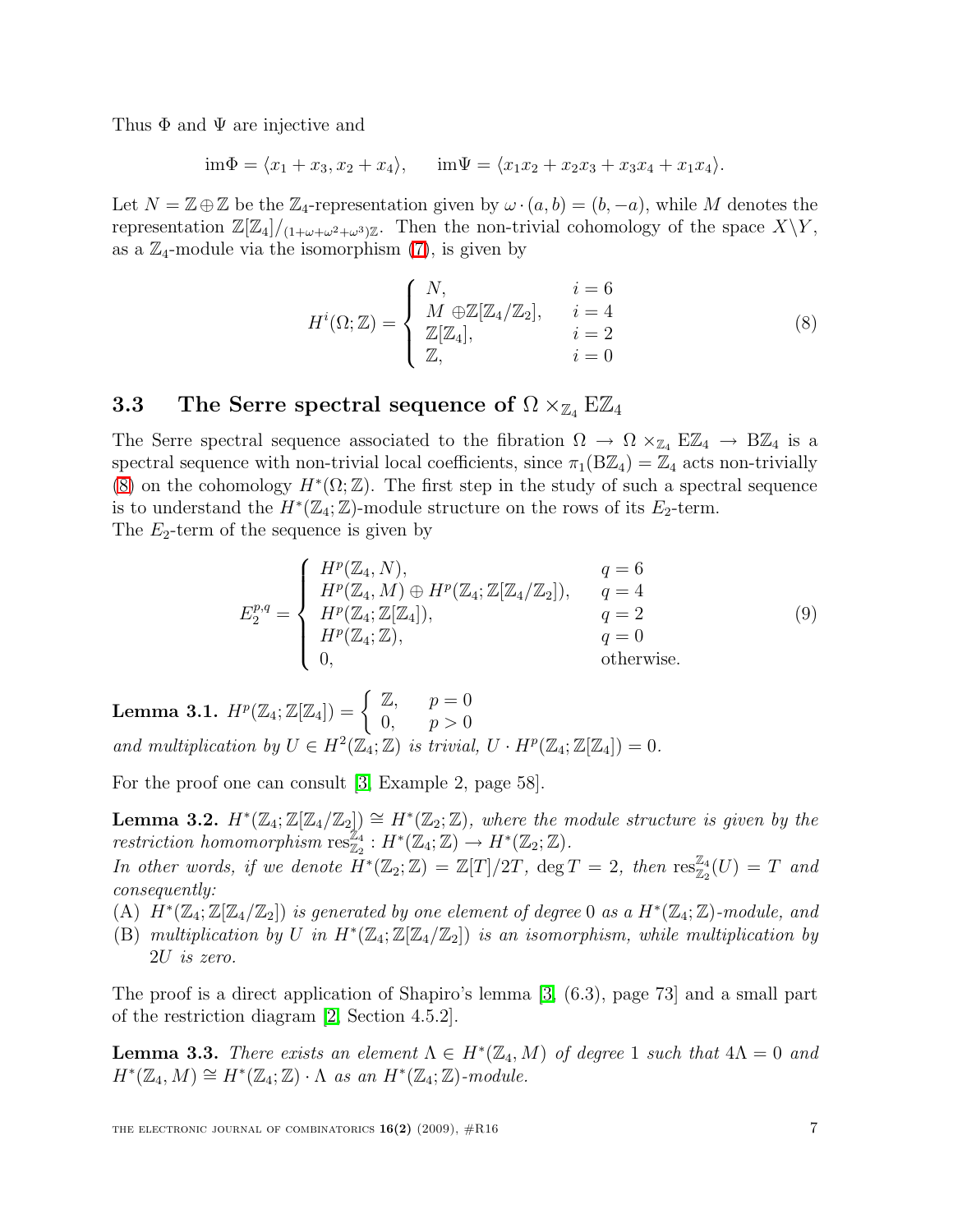Thus $\Phi$ and $\Psi$ are injective and

$$\mathrm{im}\Phi = \langle x_1 + x_3, x_2 + x_4 \rangle, \qquad \mathrm{im}\Psi = \langle x_1 x_2 + x_2 x_3 + x_3 x_4 + x_1 x_4 \rangle.$$

Let $N = \mathbb{Z} \oplus \mathbb{Z}$ be the $\mathbb{Z}_4$-representation given by $\omega \cdot (a, b) = (b, -a)$, while $M$ denotes the representation $\mathbb{Z}[\mathbb{Z}_4]/_{(1+\omega+\omega^2+\omega^3)\mathbb{Z}}$. Then the non-trivial cohomology of the space $X \backslash Y$, as a $\mathbb{Z}_4$-module via the isomorphism (7), is given by

$$H^i(\Omega; \mathbb{Z}) = \begin{cases} N, & i = 6 \\ M \oplus \mathbb{Z}[\mathbb{Z}_4/\mathbb{Z}_2], & i = 4 \\ \mathbb{Z}[\mathbb{Z}_4], & i = 2 \\ \mathbb{Z}, & i = 0 \end{cases} \tag{8}$$

### 3.3 The Serre spectral sequence of $\Omega \times_{\mathbb{Z}_4} \mathrm{E}\mathbb{Z}_4$

The Serre spectral sequence associated to the fibration $\Omega \to \Omega \times_{\mathbb{Z}_4} \mathrm{E}\mathbb{Z}_4 \to \mathrm{B}\mathbb{Z}_4$ is a spectral sequence with non-trivial local coefficients, since $\pi_1(\mathrm{B}\mathbb{Z}_4) = \mathbb{Z}_4$ acts non-trivially (8) on the cohomology $H^*(\Omega; \mathbb{Z})$. The first step in the study of such a spectral sequence is to understand the $H^*(\mathbb{Z}_4; \mathbb{Z})$-module structure on the rows of its $E_2$-term.
The $E_2$-term of the sequence is given by

$$E_2^{p,q} = \begin{cases} H^p(\mathbb{Z}_4, N), & q = 6 \\ H^p(\mathbb{Z}_4, M) \oplus H^p(\mathbb{Z}_4; \mathbb{Z}[\mathbb{Z}_4/\mathbb{Z}_2]), & q = 4 \\ H^p(\mathbb{Z}_4; \mathbb{Z}[\mathbb{Z}_4]), & q = 2 \\ H^p(\mathbb{Z}_4; \mathbb{Z}), & q = 0 \\ 0, & \text{otherwise.} \end{cases} \tag{9}$$

**Lemma 3.1.** $H^p(\mathbb{Z}_4; \mathbb{Z}[\mathbb{Z}_4]) = \begin{cases} \mathbb{Z}, & p = 0 \\ 0, & p > 0 \end{cases}$
*and multiplication by $U \in H^2(\mathbb{Z}_4; \mathbb{Z})$ is trivial, $U \cdot H^p(\mathbb{Z}_4; \mathbb{Z}[\mathbb{Z}_4]) = 0$.*

For the proof one can consult [3, Example 2, page 58].

**Lemma 3.2.** *$H^*(\mathbb{Z}_4; \mathbb{Z}[\mathbb{Z}_4/\mathbb{Z}_2]) \cong H^*(\mathbb{Z}_2; \mathbb{Z})$, where the module structure is given by the restriction homomorphism $\mathrm{res}^{\mathbb{Z}_4}_{\mathbb{Z}_2} : H^*(\mathbb{Z}_4; \mathbb{Z}) \to H^*(\mathbb{Z}_2; \mathbb{Z})$.*
*In other words, if we denote $H^*(\mathbb{Z}_2; \mathbb{Z}) = \mathbb{Z}[T]/2T$, $\deg T = 2$, then $\mathrm{res}^{\mathbb{Z}_4}_{\mathbb{Z}_2}(U) = T$ and consequently:*

(A) *$H^*(\mathbb{Z}_4; \mathbb{Z}[\mathbb{Z}_4/\mathbb{Z}_2])$ is generated by one element of degree $0$ as a $H^*(\mathbb{Z}_4; \mathbb{Z})$-module, and*
(B) *multiplication by $U$ in $H^*(\mathbb{Z}_4; \mathbb{Z}[\mathbb{Z}_4/\mathbb{Z}_2])$ is an isomorphism, while multiplication by $2U$ is zero.*

The proof is a direct application of Shapiro's lemma [3, (6.3), page 73] and a small part of the restriction diagram [2, Section 4.5.2].

**Lemma 3.3.** *There exists an element $\Lambda \in H^*(\mathbb{Z}_4, M)$ of degree $1$ such that $4\Lambda = 0$ and $H^*(\mathbb{Z}_4, M) \cong H^*(\mathbb{Z}_4; \mathbb{Z}) \cdot \Lambda$ as an $H^*(\mathbb{Z}_4; \mathbb{Z})$-module.*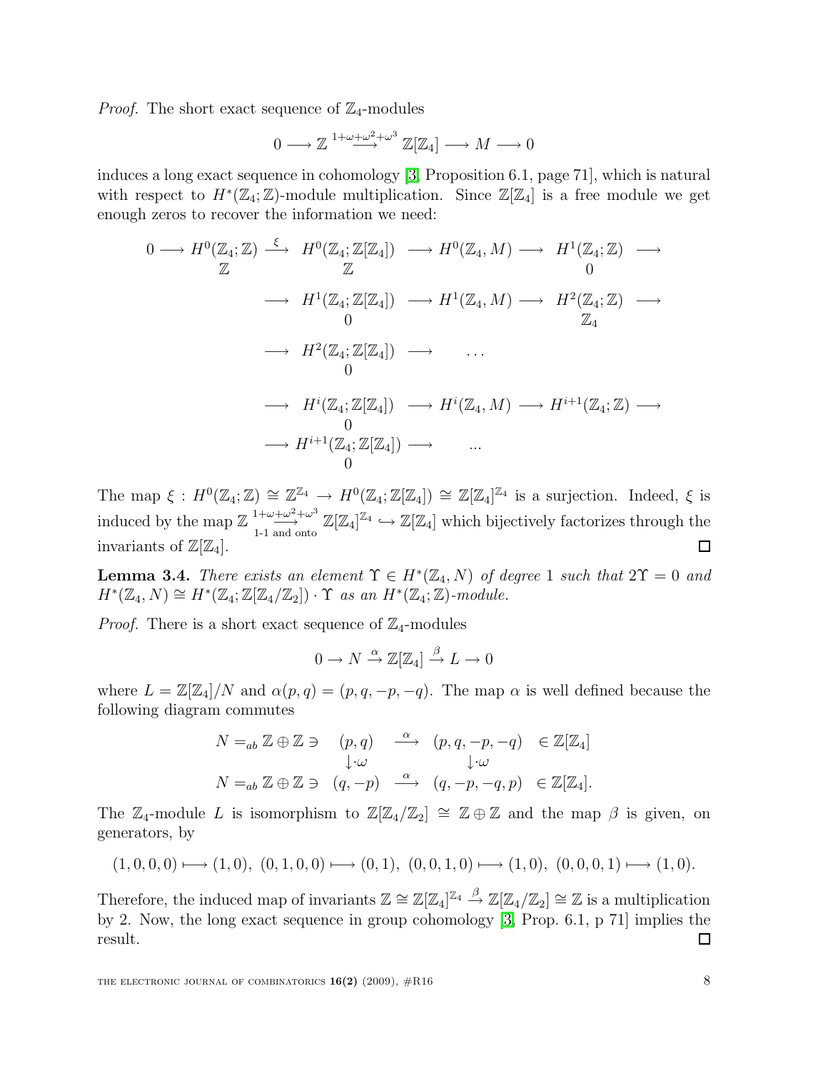*Proof.* The short exact sequence of $\mathbb{Z}_4$-modules

$$0 \longrightarrow \mathbb{Z} \stackrel{1+\omega+\omega^2+\omega^3}{\longrightarrow} \mathbb{Z}[\mathbb{Z}_4] \longrightarrow M \longrightarrow 0$$

induces a long exact sequence in cohomology [3, Proposition 6.1, page 71], which is natural with respect to $H^*(\mathbb{Z}_4;\mathbb{Z})$-module multiplication. Since $\mathbb{Z}[\mathbb{Z}_4]$ is a free module we get enough zeros to recover the information we need:

$$\begin{array}{ccccccccc}
0 \longrightarrow & \underset{\mathbb{Z}}{H^0(\mathbb{Z}_4;\mathbb{Z})} & \stackrel{\xi}{\longrightarrow} & \underset{\mathbb{Z}}{H^0(\mathbb{Z}_4;\mathbb{Z}[\mathbb{Z}_4])} & \longrightarrow & H^0(\mathbb{Z}_4, M) & \longrightarrow & \underset{0}{H^1(\mathbb{Z}_4;\mathbb{Z})} & \longrightarrow \\
 & & \longrightarrow & \underset{0}{H^1(\mathbb{Z}_4;\mathbb{Z}[\mathbb{Z}_4])} & \longrightarrow & H^1(\mathbb{Z}_4, M) & \longrightarrow & \underset{\mathbb{Z}_4}{H^2(\mathbb{Z}_4;\mathbb{Z})} & \longrightarrow \\
 & & \longrightarrow & \underset{0}{H^2(\mathbb{Z}_4;\mathbb{Z}[\mathbb{Z}_4])} & \longrightarrow & \dots & & & \\
 & & \longrightarrow & \underset{0}{H^i(\mathbb{Z}_4;\mathbb{Z}[\mathbb{Z}_4])} & \longrightarrow & H^i(\mathbb{Z}_4, M) & \longrightarrow & H^{i+1}(\mathbb{Z}_4;\mathbb{Z}) & \longrightarrow \\
 & & \longrightarrow & \underset{0}{H^{i+1}(\mathbb{Z}_4;\mathbb{Z}[\mathbb{Z}_4])} & \longrightarrow & \dots & & &
\end{array}$$

The map $\xi : H^0(\mathbb{Z}_4;\mathbb{Z}) \cong \mathbb{Z}^{\mathbb{Z}_4} \to H^0(\mathbb{Z}_4;\mathbb{Z}[\mathbb{Z}_4]) \cong \mathbb{Z}[\mathbb{Z}_4]^{\mathbb{Z}_4}$ is a surjection. Indeed, $\xi$ is induced by the map $\mathbb{Z} \underset{\text{1-1 and onto}}{\stackrel{1+\omega+\omega^2+\omega^3}{\longrightarrow}} \mathbb{Z}[\mathbb{Z}_4]^{\mathbb{Z}_4} \hookrightarrow \mathbb{Z}[\mathbb{Z}_4]$ which bijectively factorizes through the invariants of $\mathbb{Z}[\mathbb{Z}_4]$. ◻

**Lemma 3.4.** *There exists an element $\Upsilon \in H^*(\mathbb{Z}_4, N)$ of degree 1 such that $2\Upsilon = 0$ and $H^*(\mathbb{Z}_4, N) \cong H^*(\mathbb{Z}_4;\mathbb{Z}[\mathbb{Z}_4/\mathbb{Z}_2]) \cdot \Upsilon$ as an $H^*(\mathbb{Z}_4;\mathbb{Z})$-module.*

*Proof.* There is a short exact sequence of $\mathbb{Z}_4$-modules

$$0 \to N \stackrel{\alpha}{\to} \mathbb{Z}[\mathbb{Z}_4] \stackrel{\beta}{\to} L \to 0$$

where $L = \mathbb{Z}[\mathbb{Z}_4]/N$ and $\alpha(p,q) = (p,q,-p,-q)$. The map $\alpha$ is well defined because the following diagram commutes

$$\begin{array}{ccccc}
N =_{ab} \mathbb{Z}\oplus\mathbb{Z} \ni & (p,q) & \stackrel{\alpha}{\longrightarrow} & (p,q,-p,-q) & \in \mathbb{Z}[\mathbb{Z}_4] \\
 & \downarrow\cdot\omega & & \downarrow\cdot\omega & \\
N =_{ab} \mathbb{Z}\oplus\mathbb{Z} \ni & (q,-p) & \stackrel{\alpha}{\longrightarrow} & (q,-p,-q,p) & \in \mathbb{Z}[\mathbb{Z}_4].
\end{array}$$

The $\mathbb{Z}_4$-module $L$ is isomorphism to $\mathbb{Z}[\mathbb{Z}_4/\mathbb{Z}_2] \cong \mathbb{Z}\oplus\mathbb{Z}$ and the map $\beta$ is given, on generators, by

$$(1,0,0,0) \longmapsto (1,0),\ (0,1,0,0) \longmapsto (0,1),\ (0,0,1,0) \longmapsto (1,0),\ (0,0,0,1) \longmapsto (1,0).$$

Therefore, the induced map of invariants $\mathbb{Z} \cong \mathbb{Z}[\mathbb{Z}_4]^{\mathbb{Z}_4} \stackrel{\beta}{\to} \mathbb{Z}[\mathbb{Z}_4/\mathbb{Z}_2] \cong \mathbb{Z}$ is a multiplication by 2. Now, the long exact sequence in group cohomology [3, Prop. 6.1, p 71] implies the result. ◻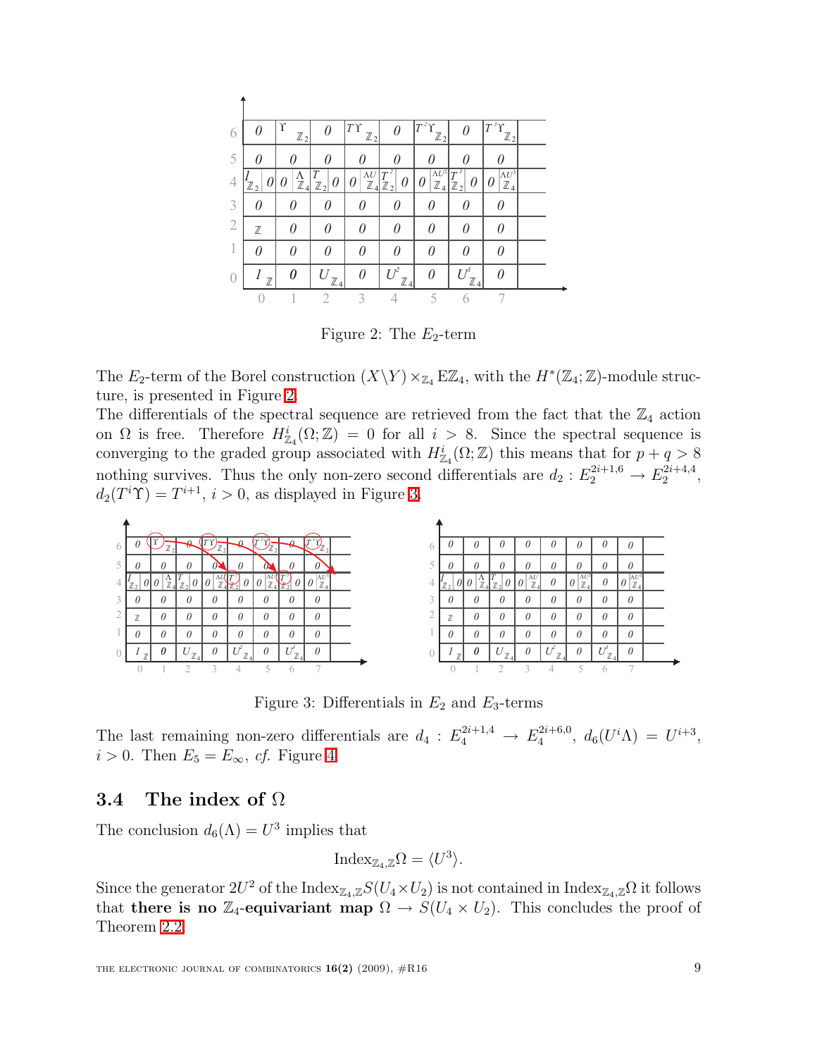Figure 2: The $E_2$-term

The $E_2$-term of the Borel construction $(X\backslash Y)\times_{\mathbb{Z}_4} \mathrm{E}\mathbb{Z}_4$, with the $H^*(\mathbb{Z}_4;\mathbb{Z})$-module structure, is presented in Figure 2.

The differentials of the spectral sequence are retrieved from the fact that the $\mathbb{Z}_4$ action on $\Omega$ is free. Therefore $H^i_{\mathbb{Z}_4}(\Omega;\mathbb{Z}) = 0$ for all $i > 8$. Since the spectral sequence is converging to the graded group associated with $H^i_{\mathbb{Z}_4}(\Omega;\mathbb{Z})$ this means that for $p+q > 8$ nothing survives. Thus the only non-zero second differentials are $d_2 : E_2^{2i+1,6} \to E_2^{2i+4,4}$, $d_2(T^i\Upsilon) = T^{i+1}$, $i > 0$, as displayed in Figure 3.

Figure 3: Differentials in $E_2$ and $E_3$-terms

The last remaining non-zero differentials are $d_4 : E_4^{2i+1,4} \to E_4^{2i+6,0}$, $d_6(U^i\Lambda) = U^{i+3}$, $i > 0$. Then $E_5 = E_\infty$, *cf.* Figure 4.

### 3.4 The index of $\Omega$

The conclusion $d_6(\Lambda) = U^3$ implies that

$$\mathrm{Index}_{\mathbb{Z}_4,\mathbb{Z}}\Omega = \langle U^3\rangle.$$

Since the generator $2U^2$ of the $\mathrm{Index}_{\mathbb{Z}_4,\mathbb{Z}}S(U_4\times U_2)$ is not contained in $\mathrm{Index}_{\mathbb{Z}_4,\mathbb{Z}}\Omega$ it follows that **there is no $\mathbb{Z}_4$-equivariant map** $\Omega \to S(U_4 \times U_2)$. This concludes the proof of Theorem 2.2.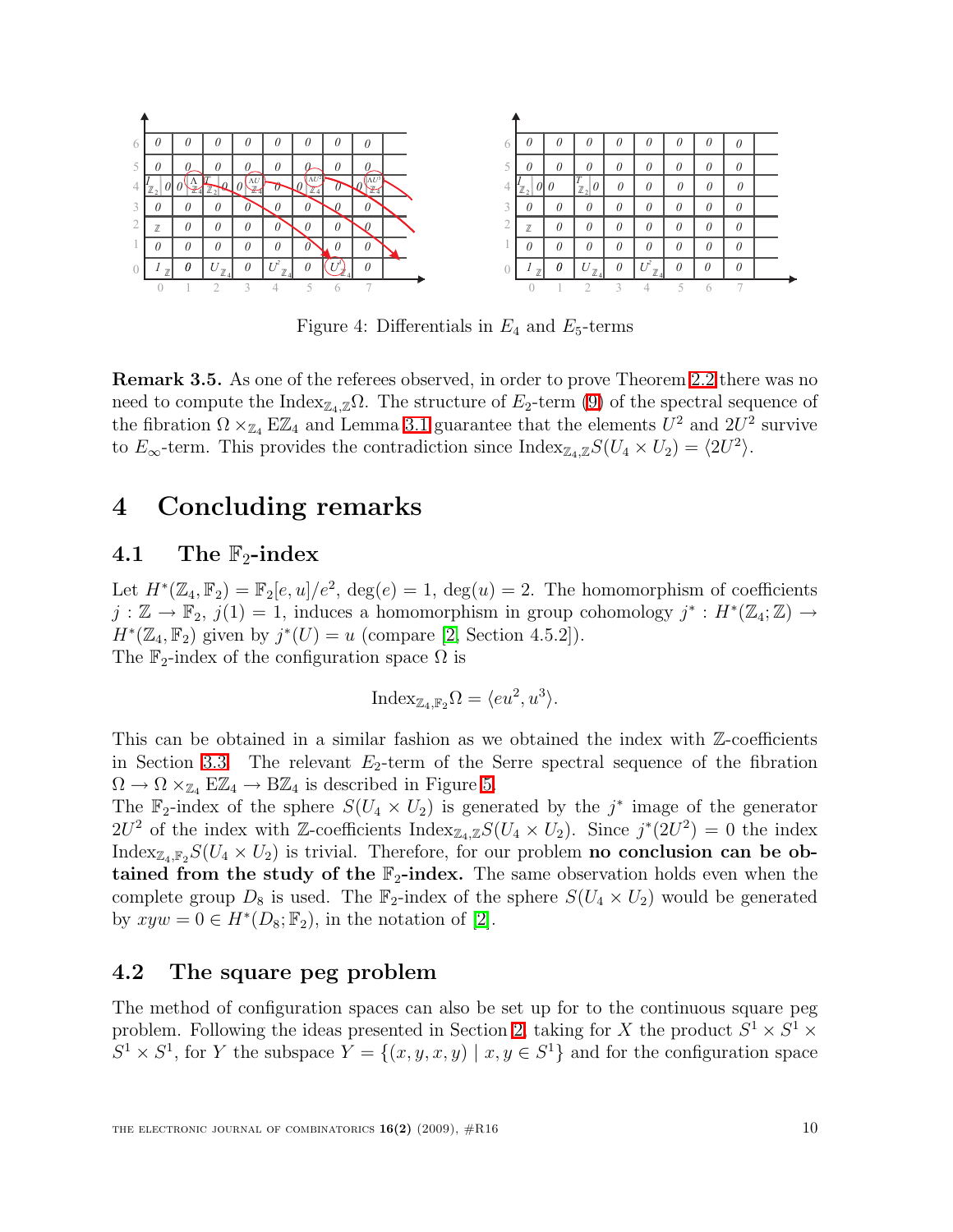Figure 4: Differentials in $E_4$ and $E_5$-terms

**Remark 3.5.** As one of the referees observed, in order to prove Theorem 2.2 there was no need to compute the $\mathrm{Index}_{\mathbb{Z}_4,\mathbb{Z}}\Omega$. The structure of $E_2$-term (9) of the spectral sequence of the fibration $\Omega \times_{\mathbb{Z}_4} \mathrm{E}\mathbb{Z}_4$ and Lemma 3.1 guarantee that the elements $U^2$ and $2U^2$ survive to $E_\infty$-term. This provides the contradiction since $\mathrm{Index}_{\mathbb{Z}_4,\mathbb{Z}} S(U_4 \times U_2) = \langle 2U^2 \rangle$.

# 4 Concluding remarks

## 4.1 The $\mathbb{F}_2$-index

Let $H^*(\mathbb{Z}_4, \mathbb{F}_2) = \mathbb{F}_2[e,u]/e^2$, $\deg(e) = 1$, $\deg(u) = 2$. The homomorphism of coefficients $j : \mathbb{Z} \to \mathbb{F}_2$, $j(1) = 1$, induces a homomorphism in group cohomology $j^* : H^*(\mathbb{Z}_4; \mathbb{Z}) \to H^*(\mathbb{Z}_4, \mathbb{F}_2)$ given by $j^*(U) = u$ (compare [2, Section 4.5.2]).
The $\mathbb{F}_2$-index of the configuration space $\Omega$ is

$$\mathrm{Index}_{\mathbb{Z}_4,\mathbb{F}_2}\Omega = \langle eu^2, u^3 \rangle.$$

This can be obtained in a similar fashion as we obtained the index with $\mathbb{Z}$-coefficients in Section 3.3. The relevant $E_2$-term of the Serre spectral sequence of the fibration $\Omega \to \Omega \times_{\mathbb{Z}_4} \mathrm{E}\mathbb{Z}_4 \to \mathrm{B}\mathbb{Z}_4$ is described in Figure 5.
The $\mathbb{F}_2$-index of the sphere $S(U_4 \times U_2)$ is generated by the $j^*$ image of the generator $2U^2$ of the index with $\mathbb{Z}$-coefficients $\mathrm{Index}_{\mathbb{Z}_4,\mathbb{Z}} S(U_4 \times U_2)$. Since $j^*(2U^2) = 0$ the index $\mathrm{Index}_{\mathbb{Z}_4,\mathbb{F}_2} S(U_4 \times U_2)$ is trivial. Therefore, for our problem **no conclusion can be obtained from the study of the $\mathbb{F}_2$-index.** The same observation holds even when the complete group $D_8$ is used. The $\mathbb{F}_2$-index of the sphere $S(U_4 \times U_2)$ would be generated by $xyw = 0 \in H^*(D_8; \mathbb{F}_2)$, in the notation of [2].

## 4.2 The square peg problem

The method of configuration spaces can also be set up for to the continuous square peg problem. Following the ideas presented in Section 2, taking for $X$ the product $S^1 \times S^1 \times S^1 \times S^1$, for $Y$ the subspace $Y = \{(x, y, x, y) \mid x, y \in S^1\}$ and for the configuration space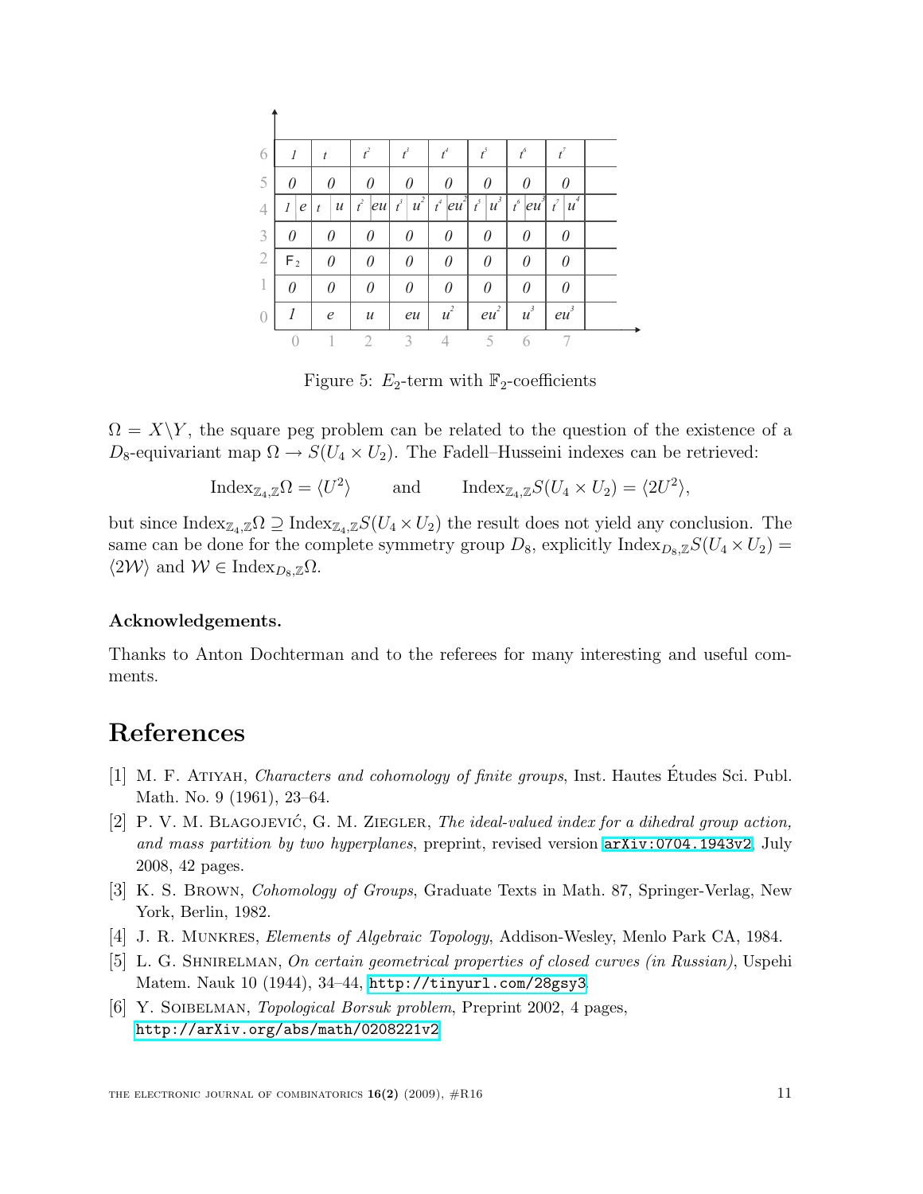| | | | | | | | | |
|---|---|---|---|---|---|---|---|---|
| 6 | $1$ | $t$ | $t^2$ | $t^3$ | $t^4$ | $t^5$ | $t^6$ | $t^7$ |
| 5 | $0$ | $0$ | $0$ | $0$ | $0$ | $0$ | $0$ | $0$ |
| 4 | $1$ $e$ | $t$ $u$ | $t^2$ $eu$ | $t^3$ $u^2$ | $t^4$ $eu^2$ | $t^5$ $u^3$ | $t^6$ $eu^3$ | $t^7$ $u^4$ |
| 3 | $0$ | $0$ | $0$ | $0$ | $0$ | $0$ | $0$ | $0$ |
| 2 | $\mathbb{F}_2$ | $0$ | $0$ | $0$ | $0$ | $0$ | $0$ | $0$ |
| 1 | $0$ | $0$ | $0$ | $0$ | $0$ | $0$ | $0$ | $0$ |
| 0 | $1$ | $e$ | $u$ | $eu$ | $u^2$ | $eu^2$ | $u^3$ | $eu^3$ |
| | 0 | 1 | 2 | 3 | 4 | 5 | 6 | 7 |

Figure 5: $E_2$-term with $\mathbb{F}_2$-coefficients

$\Omega = X \backslash Y$, the square peg problem can be related to the question of the existence of a $D_8$-equivariant map $\Omega \to S(U_4 \times U_2)$. The Fadell–Husseini indexes can be retrieved:

$$\mathrm{Index}_{\mathbb{Z}_4,\mathbb{Z}}\Omega = \langle U^2 \rangle \qquad \text{and} \qquad \mathrm{Index}_{\mathbb{Z}_4,\mathbb{Z}} S(U_4 \times U_2) = \langle 2U^2 \rangle,$$

but since $\mathrm{Index}_{\mathbb{Z}_4,\mathbb{Z}}\Omega \supseteq \mathrm{Index}_{\mathbb{Z}_4,\mathbb{Z}} S(U_4 \times U_2)$ the result does not yield any conclusion. The same can be done for the complete symmetry group $D_8$, explicitly $\mathrm{Index}_{D_8,\mathbb{Z}} S(U_4 \times U_2) = \langle 2\mathcal{W} \rangle$ and $\mathcal{W} \in \mathrm{Index}_{D_8,\mathbb{Z}}\Omega$.

### Acknowledgements.

Thanks to Anton Dochterman and to the referees for many interesting and useful comments.

# References

[1] M. F. Atiyah, *Characters and cohomology of finite groups*, Inst. Hautes Études Sci. Publ. Math. No. 9 (1961), 23–64.

[2] P. V. M. Blagojević, G. M. Ziegler, *The ideal-valued index for a dihedral group action, and mass partition by two hyperplanes*, preprint, revised version arXiv:0704.1943v2, July 2008, 42 pages.

[3] K. S. Brown, *Cohomology of Groups*, Graduate Texts in Math. 87, Springer-Verlag, New York, Berlin, 1982.

[4] J. R. Munkres, *Elements of Algebraic Topology*, Addison-Wesley, Menlo Park CA, 1984.

[5] L. G. Shnirelman, *On certain geometrical properties of closed curves (in Russian)*, Uspehi Matem. Nauk 10 (1944), 34–44, http://tinyurl.com/28gsy3.

[6] Y. Soibelman, *Topological Borsuk problem*, Preprint 2002, 4 pages, http://arXiv.org/abs/math/0208221v2